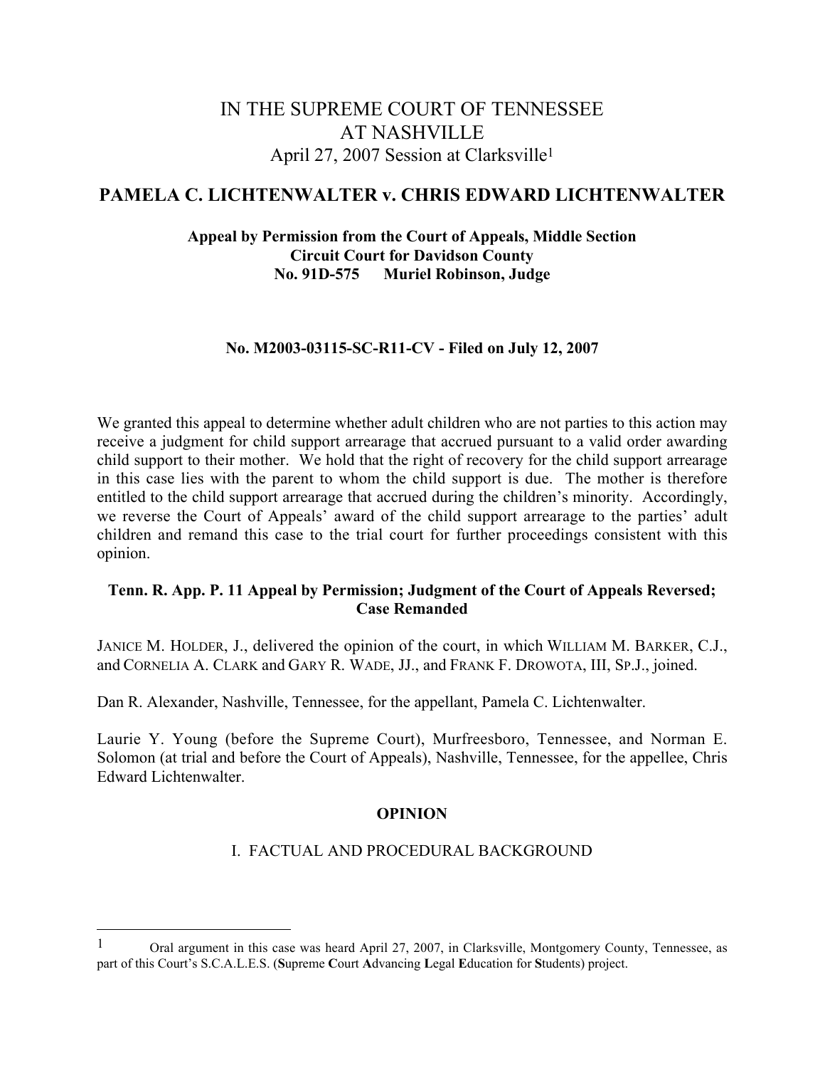# IN THE SUPREME COURT OF TENNESSEE
# AT NASHVILLE
April 27, 2007 Session at Clarksville[1]

## PAMELA C. LICHTENWALTER v. CHRIS EDWARD LICHTENWALTER

**Appeal by Permission from the Court of Appeals, Middle Section**
**Circuit Court for Davidson County**
**No. 91D-575 Muriel Robinson, Judge**

**No. M2003-03115-SC-R11-CV - Filed on July 12, 2007**

We granted this appeal to determine whether adult children who are not parties to this action may receive a judgment for child support arrearage that accrued pursuant to a valid order awarding child support to their mother. We hold that the right of recovery for the child support arrearage in this case lies with the parent to whom the child support is due. The mother is therefore entitled to the child support arrearage that accrued during the children's minority. Accordingly, we reverse the Court of Appeals' award of the child support arrearage to the parties' adult children and remand this case to the trial court for further proceedings consistent with this opinion.

**Tenn. R. App. P. 11 Appeal by Permission; Judgment of the Court of Appeals Reversed; Case Remanded**

JANICE M. HOLDER, J., delivered the opinion of the court, in which WILLIAM M. BARKER, C.J., and CORNELIA A. CLARK and GARY R. WADE, JJ., and FRANK F. DROWOTA, III, SP.J., joined.

Dan R. Alexander, Nashville, Tennessee, for the appellant, Pamela C. Lichtenwalter.

Laurie Y. Young (before the Supreme Court), Murfreesboro, Tennessee, and Norman E. Solomon (at trial and before the Court of Appeals), Nashville, Tennessee, for the appellee, Chris Edward Lichtenwalter.

**OPINION**

I. FACTUAL AND PROCEDURAL BACKGROUND

[1] Oral argument in this case was heard April 27, 2007, in Clarksville, Montgomery County, Tennessee, as part of this Court's S.C.A.L.E.S. (**S**upreme **C**ourt **A**dvancing **L**egal **E**ducation for **S**tudents) project.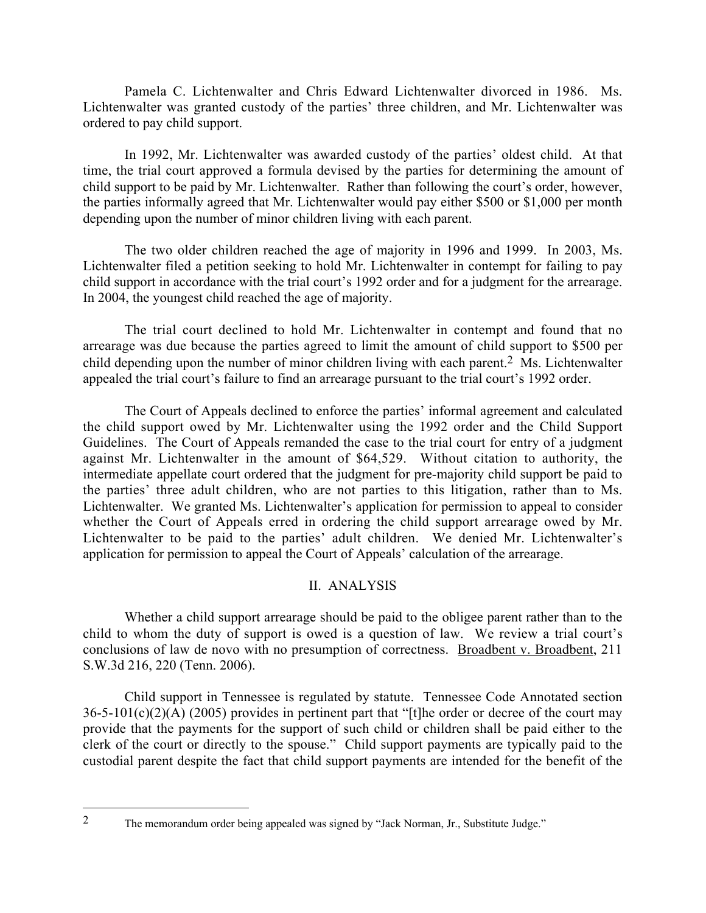Pamela C. Lichtenwalter and Chris Edward Lichtenwalter divorced in 1986. Ms. Lichtenwalter was granted custody of the parties' three children, and Mr. Lichtenwalter was ordered to pay child support.

In 1992, Mr. Lichtenwalter was awarded custody of the parties' oldest child. At that time, the trial court approved a formula devised by the parties for determining the amount of child support to be paid by Mr. Lichtenwalter. Rather than following the court's order, however, the parties informally agreed that Mr. Lichtenwalter would pay either $500 or $1,000 per month depending upon the number of minor children living with each parent.

The two older children reached the age of majority in 1996 and 1999. In 2003, Ms. Lichtenwalter filed a petition seeking to hold Mr. Lichtenwalter in contempt for failing to pay child support in accordance with the trial court's 1992 order and for a judgment for the arrearage. In 2004, the youngest child reached the age of majority.

The trial court declined to hold Mr. Lichtenwalter in contempt and found that no arrearage was due because the parties agreed to limit the amount of child support to $500 per child depending upon the number of minor children living with each parent.[2] Ms. Lichtenwalter appealed the trial court's failure to find an arrearage pursuant to the trial court's 1992 order.

The Court of Appeals declined to enforce the parties' informal agreement and calculated the child support owed by Mr. Lichtenwalter using the 1992 order and the Child Support Guidelines. The Court of Appeals remanded the case to the trial court for entry of a judgment against Mr. Lichtenwalter in the amount of $64,529. Without citation to authority, the intermediate appellate court ordered that the judgment for pre-majority child support be paid to the parties' three adult children, who are not parties to this litigation, rather than to Ms. Lichtenwalter. We granted Ms. Lichtenwalter's application for permission to appeal to consider whether the Court of Appeals erred in ordering the child support arrearage owed by Mr. Lichtenwalter to be paid to the parties' adult children. We denied Mr. Lichtenwalter's application for permission to appeal the Court of Appeals' calculation of the arrearage.

## II. ANALYSIS

Whether a child support arrearage should be paid to the obligee parent rather than to the child to whom the duty of support is owed is a question of law. We review a trial court's conclusions of law de novo with no presumption of correctness. Broadbent v. Broadbent, 211 S.W.3d 216, 220 (Tenn. 2006).

Child support in Tennessee is regulated by statute. Tennessee Code Annotated section 36-5-101(c)(2)(A) (2005) provides in pertinent part that "[t]he order or decree of the court may provide that the payments for the support of such child or children shall be paid either to the clerk of the court or directly to the spouse." Child support payments are typically paid to the custodial parent despite the fact that child support payments are intended for the benefit of the

---

[2] The memorandum order being appealed was signed by "Jack Norman, Jr., Substitute Judge."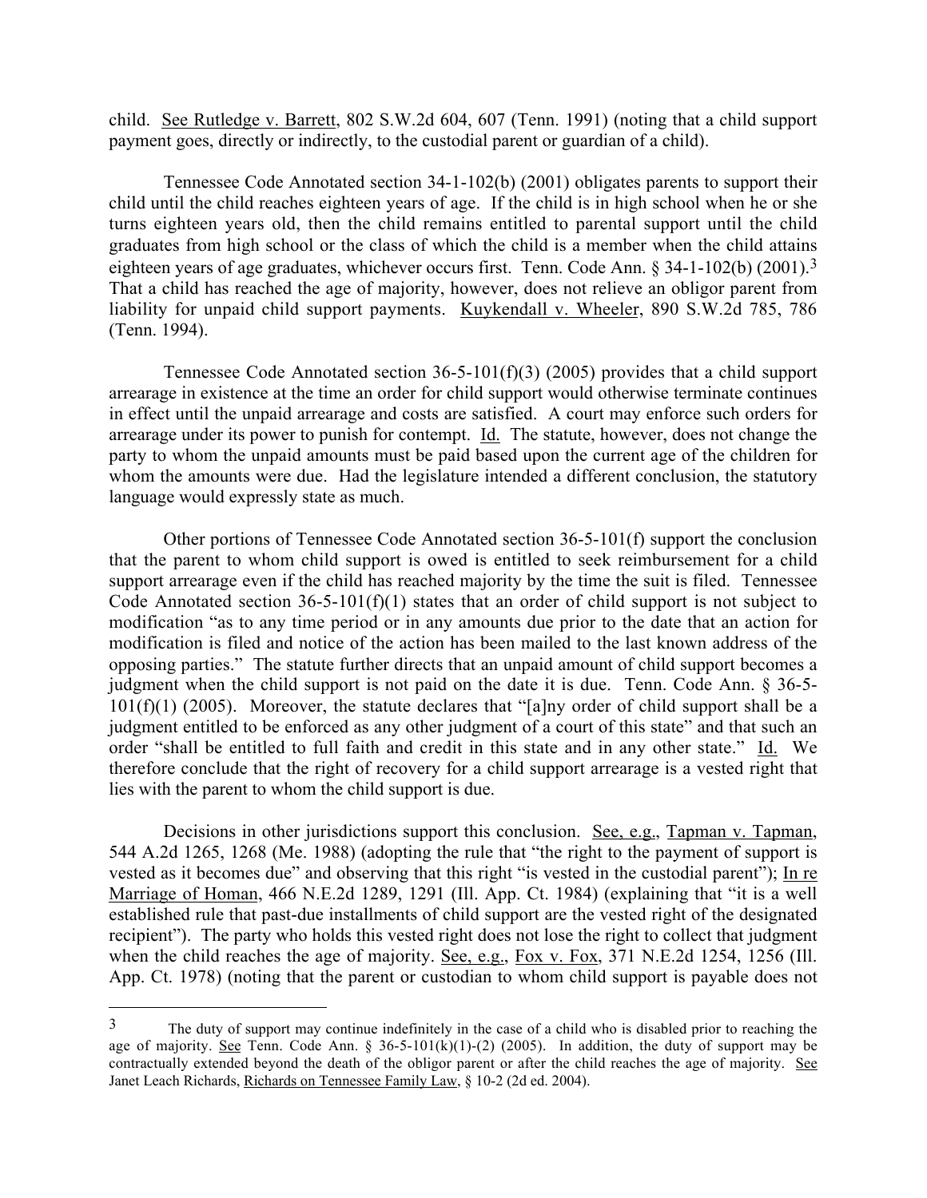child. See Rutledge v. Barrett, 802 S.W.2d 604, 607 (Tenn. 1991) (noting that a child support payment goes, directly or indirectly, to the custodial parent or guardian of a child).

Tennessee Code Annotated section 34-1-102(b) (2001) obligates parents to support their child until the child reaches eighteen years of age. If the child is in high school when he or she turns eighteen years old, then the child remains entitled to parental support until the child graduates from high school or the class of which the child is a member when the child attains eighteen years of age graduates, whichever occurs first. Tenn. Code Ann. § 34-1-102(b) (2001).[3] That a child has reached the age of majority, however, does not relieve an obligor parent from liability for unpaid child support payments. Kuykendall v. Wheeler, 890 S.W.2d 785, 786 (Tenn. 1994).

Tennessee Code Annotated section 36-5-101(f)(3) (2005) provides that a child support arrearage in existence at the time an order for child support would otherwise terminate continues in effect until the unpaid arrearage and costs are satisfied. A court may enforce such orders for arrearage under its power to punish for contempt. Id. The statute, however, does not change the party to whom the unpaid amounts must be paid based upon the current age of the children for whom the amounts were due. Had the legislature intended a different conclusion, the statutory language would expressly state as much.

Other portions of Tennessee Code Annotated section 36-5-101(f) support the conclusion that the parent to whom child support is owed is entitled to seek reimbursement for a child support arrearage even if the child has reached majority by the time the suit is filed. Tennessee Code Annotated section 36-5-101(f)(1) states that an order of child support is not subject to modification "as to any time period or in any amounts due prior to the date that an action for modification is filed and notice of the action has been mailed to the last known address of the opposing parties." The statute further directs that an unpaid amount of child support becomes a judgment when the child support is not paid on the date it is due. Tenn. Code Ann. § 36-5-101(f)(1) (2005). Moreover, the statute declares that "[a]ny order of child support shall be a judgment entitled to be enforced as any other judgment of a court of this state" and that such an order "shall be entitled to full faith and credit in this state and in any other state." Id. We therefore conclude that the right of recovery for a child support arrearage is a vested right that lies with the parent to whom the child support is due.

Decisions in other jurisdictions support this conclusion. See, e.g., Tapman v. Tapman, 544 A.2d 1265, 1268 (Me. 1988) (adopting the rule that "the right to the payment of support is vested as it becomes due" and observing that this right "is vested in the custodial parent"); In re Marriage of Homan, 466 N.E.2d 1289, 1291 (Ill. App. Ct. 1984) (explaining that "it is a well established rule that past-due installments of child support are the vested right of the designated recipient"). The party who holds this vested right does not lose the right to collect that judgment when the child reaches the age of majority. See, e.g., Fox v. Fox, 371 N.E.2d 1254, 1256 (Ill. App. Ct. 1978) (noting that the parent or custodian to whom child support is payable does not

---

[3] The duty of support may continue indefinitely in the case of a child who is disabled prior to reaching the age of majority. See Tenn. Code Ann. § 36-5-101(k)(1)-(2) (2005). In addition, the duty of support may be contractually extended beyond the death of the obligor parent or after the child reaches the age of majority. See Janet Leach Richards, Richards on Tennessee Family Law, § 10-2 (2d ed. 2004).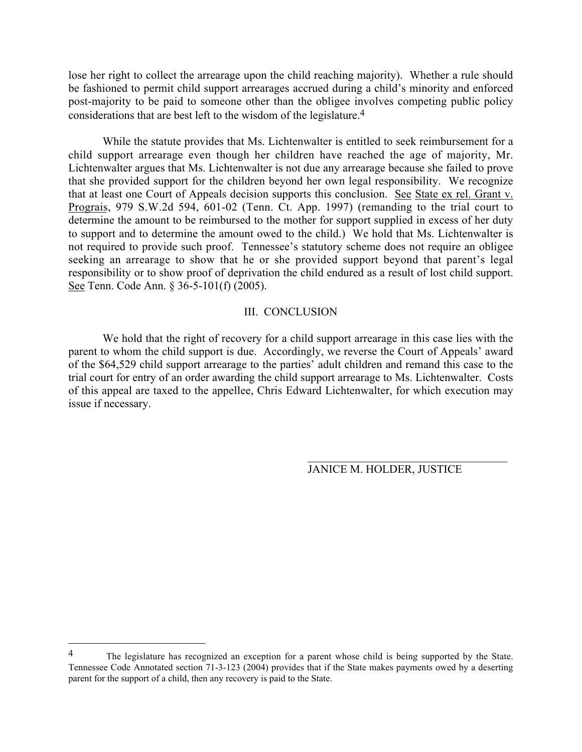lose her right to collect the arrearage upon the child reaching majority). Whether a rule should be fashioned to permit child support arrearages accrued during a child's minority and enforced post-majority to be paid to someone other than the obligee involves competing public policy considerations that are best left to the wisdom of the legislature.[4]

While the statute provides that Ms. Lichtenwalter is entitled to seek reimbursement for a child support arrearage even though her children have reached the age of majority, Mr. Lichtenwalter argues that Ms. Lichtenwalter is not due any arrearage because she failed to prove that she provided support for the children beyond her own legal responsibility. We recognize that at least one Court of Appeals decision supports this conclusion. See State ex rel. Grant v. Prograis, 979 S.W.2d 594, 601-02 (Tenn. Ct. App. 1997) (remanding to the trial court to determine the amount to be reimbursed to the mother for support supplied in excess of her duty to support and to determine the amount owed to the child.) We hold that Ms. Lichtenwalter is not required to provide such proof. Tennessee's statutory scheme does not require an obligee seeking an arrearage to show that he or she provided support beyond that parent's legal responsibility or to show proof of deprivation the child endured as a result of lost child support. See Tenn. Code Ann. § 36-5-101(f) (2005).

## III. CONCLUSION

We hold that the right of recovery for a child support arrearage in this case lies with the parent to whom the child support is due. Accordingly, we reverse the Court of Appeals' award of the $64,529 child support arrearage to the parties' adult children and remand this case to the trial court for entry of an order awarding the child support arrearage to Ms. Lichtenwalter. Costs of this appeal are taxed to the appellee, Chris Edward Lichtenwalter, for which execution may issue if necessary.

\_\_\_\_\_\_\_\_\_\_\_\_\_\_\_\_\_\_\_\_\_\_\_\_\_\_\_\_\_\_\_\_\_\_\_\_\_\_

JANICE M. HOLDER, JUSTICE

---

[4] The legislature has recognized an exception for a parent whose child is being supported by the State. Tennessee Code Annotated section 71-3-123 (2004) provides that if the State makes payments owed by a deserting parent for the support of a child, then any recovery is paid to the State.